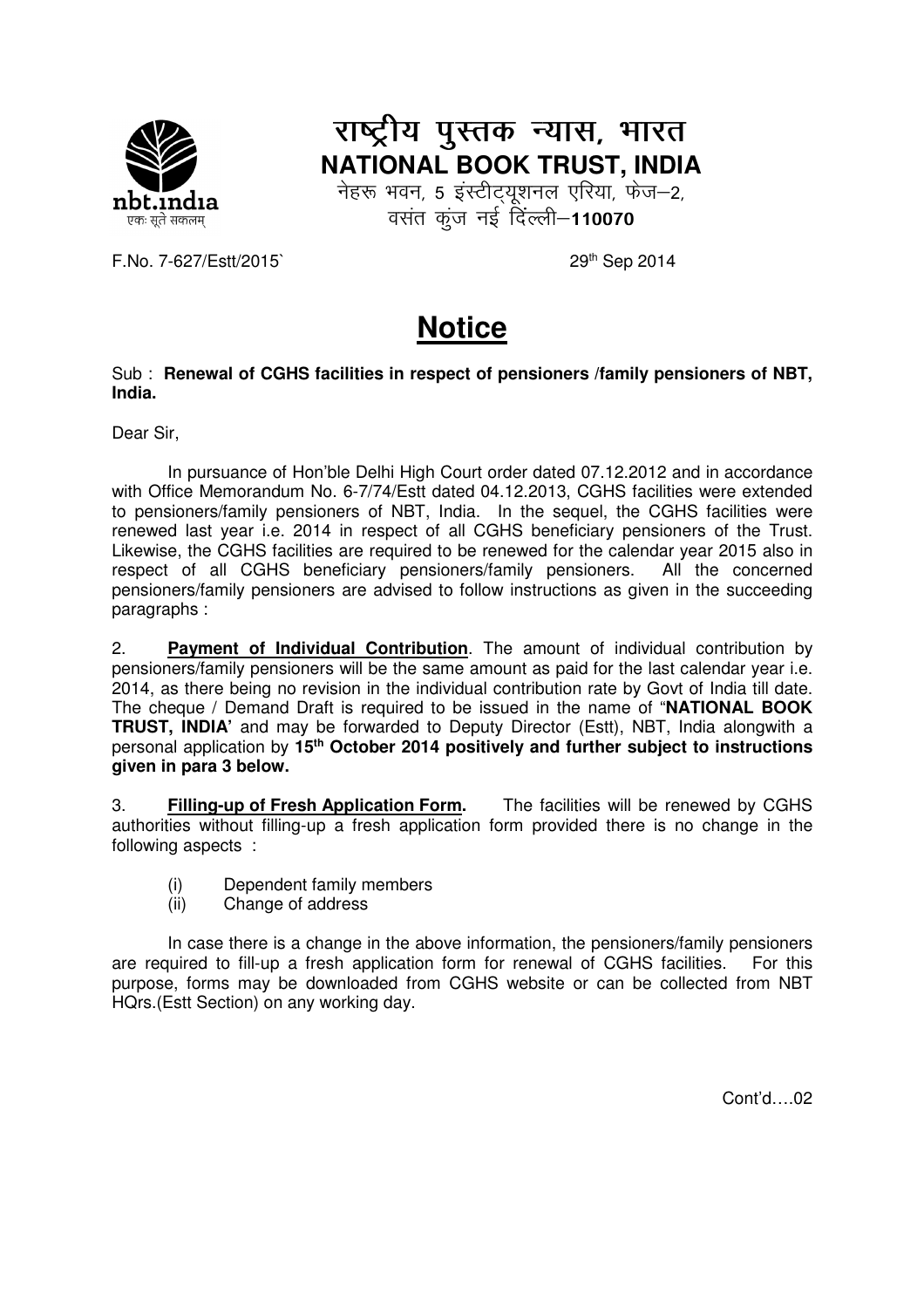# राष्ट्रीय पुस्तक न्यास, भारत
## NATIONAL BOOK TRUST, INDIA

नेहरू भवन, 5 इंस्टीट्यूशनल एरिया, फेज–2,
वसंत कुंज नई दिल्ली–**110070**

nbt.india
एकः सूते सकलम्

F.No. 7-627/Estt/2015`                                    29th Sep 2014

# Notice

Sub : **Renewal of CGHS facilities in respect of pensioners /family pensioners of NBT, India.**

Dear Sir,

In pursuance of Hon'ble Delhi High Court order dated 07.12.2012 and in accordance with Office Memorandum No. 6-7/74/Estt dated 04.12.2013, CGHS facilities were extended to pensioners/family pensioners of NBT, India. In the sequel, the CGHS facilities were renewed last year i.e. 2014 in respect of all CGHS beneficiary pensioners of the Trust. Likewise, the CGHS facilities are required to be renewed for the calendar year 2015 also in respect of all CGHS beneficiary pensioners/family pensioners. All the concerned pensioners/family pensioners are advised to follow instructions as given in the succeeding paragraphs :

2. **Payment of Individual Contribution**. The amount of individual contribution by pensioners/family pensioners will be the same amount as paid for the last calendar year i.e. 2014, as there being no revision in the individual contribution rate by Govt of India till date. The cheque / Demand Draft is required to be issued in the name of "**NATIONAL BOOK TRUST, INDIA'** and may be forwarded to Deputy Director (Estt), NBT, India alongwith a personal application by **15th October 2014 positively and further subject to instructions given in para 3 below.**

3. **Filling-up of Fresh Application Form.** The facilities will be renewed by CGHS authorities without filling-up a fresh application form provided there is no change in the following aspects :

(i) Dependent family members
(ii) Change of address

In case there is a change in the above information, the pensioners/family pensioners are required to fill-up a fresh application form for renewal of CGHS facilities. For this purpose, forms may be downloaded from CGHS website or can be collected from NBT HQrs.(Estt Section) on any working day.

Cont'd….02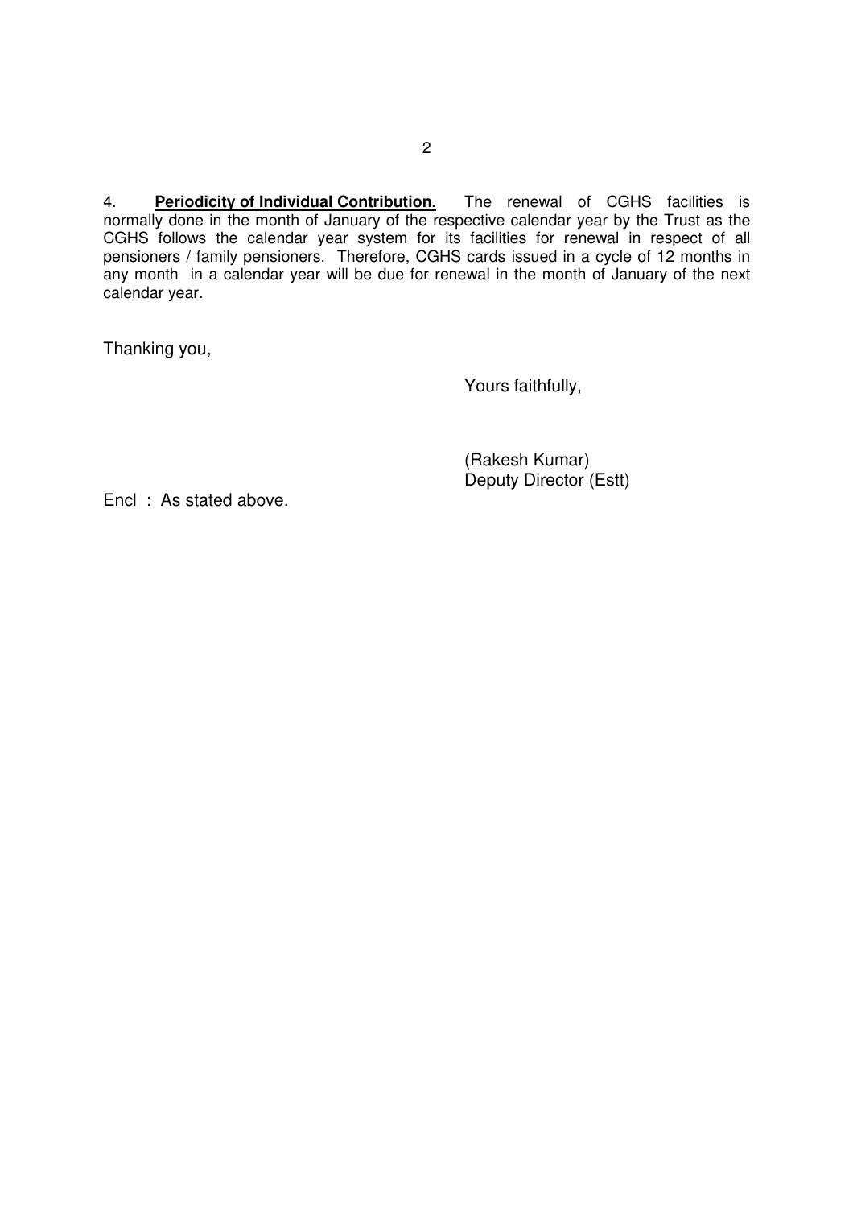4. **Periodicity of Individual Contribution.** The renewal of CGHS facilities is normally done in the month of January of the respective calendar year by the Trust as the CGHS follows the calendar year system for its facilities for renewal in respect of all pensioners / family pensioners. Therefore, CGHS cards issued in a cycle of 12 months in any month in a calendar year will be due for renewal in the month of January of the next calendar year.

Thanking you,

Yours faithfully,

(Rakesh Kumar)
Deputy Director (Estt)

Encl : As stated above.